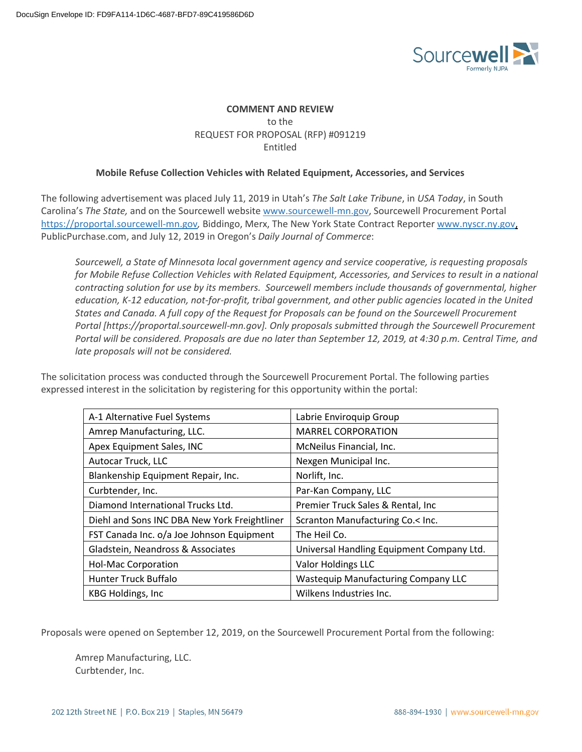DocuSign Envelope ID: FD9FA114-1D6C-4687-BFD7-89C419586D6D

**COMMENT AND REVIEW**
to the
REQUEST FOR PROPOSAL (RFP) #091219
Entitled

**Mobile Refuse Collection Vehicles with Related Equipment, Accessories, and Services**

The following advertisement was placed July 11, 2019 in Utah's *The Salt Lake Tribune*, in *USA Today*, in South Carolina's *The State,* and on the Sourcewell website www.sourcewell-mn.gov, Sourcewell Procurement Portal https://proportal.sourcewell-mn.gov, Biddingo, Merx, The New York State Contract Reporter www.nyscr.ny.gov, PublicPurchase.com, and July 12, 2019 in Oregon's *Daily Journal of Commerce*:

> *Sourcewell, a State of Minnesota local government agency and service cooperative, is requesting proposals for Mobile Refuse Collection Vehicles with Related Equipment, Accessories, and Services to result in a national contracting solution for use by its members. Sourcewell members include thousands of governmental, higher education, K-12 education, not-for-profit, tribal government, and other public agencies located in the United States and Canada. A full copy of the Request for Proposals can be found on the Sourcewell Procurement Portal [https://proportal.sourcewell-mn.gov]. Only proposals submitted through the Sourcewell Procurement Portal will be considered. Proposals are due no later than September 12, 2019, at 4:30 p.m. Central Time, and late proposals will not be considered.*

The solicitation process was conducted through the Sourcewell Procurement Portal. The following parties expressed interest in the solicitation by registering for this opportunity within the portal:

| | |
|---|---|
| A-1 Alternative Fuel Systems | Labrie Enviroquip Group |
| Amrep Manufacturing, LLC. | MARREL CORPORATION |
| Apex Equipment Sales, INC | McNeilus Financial, Inc. |
| Autocar Truck, LLC | Nexgen Municipal Inc. |
| Blankenship Equipment Repair, Inc. | Norlift, Inc. |
| Curbtender, Inc. | Par-Kan Company, LLC |
| Diamond International Trucks Ltd. | Premier Truck Sales & Rental, Inc |
| Diehl and Sons INC DBA New York Freightliner | Scranton Manufacturing Co.< Inc. |
| FST Canada Inc. o/a Joe Johnson Equipment | The Heil Co. |
| Gladstein, Neandross & Associates | Universal Handling Equipment Company Ltd. |
| Hol-Mac Corporation | Valor Holdings LLC |
| Hunter Truck Buffalo | Wastequip Manufacturing Company LLC |
| KBG Holdings, Inc | Wilkens Industries Inc. |

Proposals were opened on September 12, 2019, on the Sourcewell Procurement Portal from the following:

Amrep Manufacturing, LLC.
Curbtender, Inc.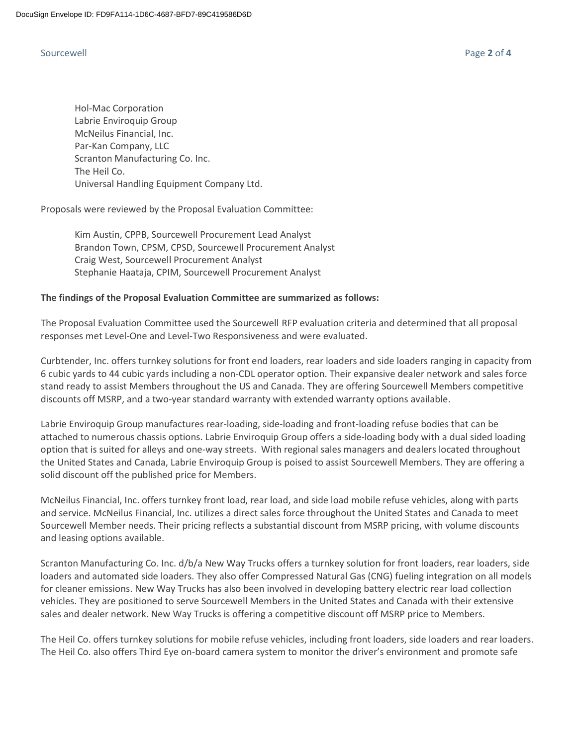Hol-Mac Corporation
Labrie Enviroquip Group
McNeilus Financial, Inc.
Par-Kan Company, LLC
Scranton Manufacturing Co. Inc.
The Heil Co.
Universal Handling Equipment Company Ltd.

Proposals were reviewed by the Proposal Evaluation Committee:

Kim Austin, CPPB, Sourcewell Procurement Lead Analyst
Brandon Town, CPSM, CPSD, Sourcewell Procurement Analyst
Craig West, Sourcewell Procurement Analyst
Stephanie Haataja, CPIM, Sourcewell Procurement Analyst

**The findings of the Proposal Evaluation Committee are summarized as follows:**

The Proposal Evaluation Committee used the Sourcewell RFP evaluation criteria and determined that all proposal responses met Level-One and Level-Two Responsiveness and were evaluated.

Curbtender, Inc. offers turnkey solutions for front end loaders, rear loaders and side loaders ranging in capacity from 6 cubic yards to 44 cubic yards including a non-CDL operator option. Their expansive dealer network and sales force stand ready to assist Members throughout the US and Canada. They are offering Sourcewell Members competitive discounts off MSRP, and a two-year standard warranty with extended warranty options available.

Labrie Enviroquip Group manufactures rear-loading, side-loading and front-loading refuse bodies that can be attached to numerous chassis options. Labrie Enviroquip Group offers a side-loading body with a dual sided loading option that is suited for alleys and one-way streets. With regional sales managers and dealers located throughout the United States and Canada, Labrie Enviroquip Group is poised to assist Sourcewell Members. They are offering a solid discount off the published price for Members.

McNeilus Financial, Inc. offers turnkey front load, rear load, and side load mobile refuse vehicles, along with parts and service. McNeilus Financial, Inc. utilizes a direct sales force throughout the United States and Canada to meet Sourcewell Member needs. Their pricing reflects a substantial discount from MSRP pricing, with volume discounts and leasing options available.

Scranton Manufacturing Co. Inc. d/b/a New Way Trucks offers a turnkey solution for front loaders, rear loaders, side loaders and automated side loaders. They also offer Compressed Natural Gas (CNG) fueling integration on all models for cleaner emissions. New Way Trucks has also been involved in developing battery electric rear load collection vehicles. They are positioned to serve Sourcewell Members in the United States and Canada with their extensive sales and dealer network. New Way Trucks is offering a competitive discount off MSRP price to Members.

The Heil Co. offers turnkey solutions for mobile refuse vehicles, including front loaders, side loaders and rear loaders. The Heil Co. also offers Third Eye on-board camera system to monitor the driver's environment and promote safe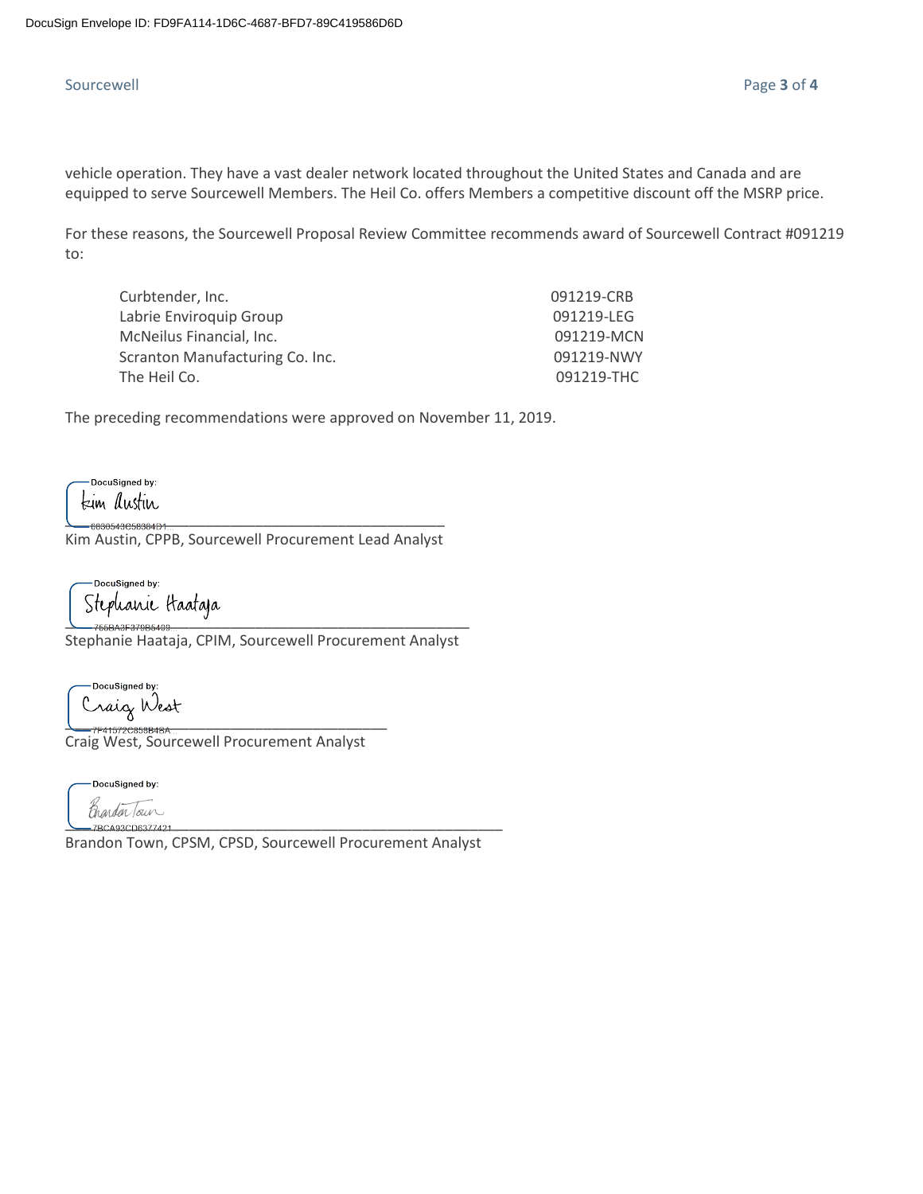vehicle operation. They have a vast dealer network located throughout the United States and Canada and are equipped to serve Sourcewell Members. The Heil Co. offers Members a competitive discount off the MSRP price.

For these reasons, the Sourcewell Proposal Review Committee recommends award of Sourcewell Contract #091219 to:

| | |
|---|---|
| Curbtender, Inc. | 091219-CRB |
| Labrie Enviroquip Group | 091219-LEG |
| McNeilus Financial, Inc. | 091219-MCN |
| Scranton Manufacturing Co. Inc. | 091219-NWY |
| The Heil Co. | 091219-THC |

The preceding recommendations were approved on November 11, 2019.

DocuSigned by:
Kim Austin
6830543C58364D1...

Kim Austin, CPPB, Sourcewell Procurement Lead Analyst

DocuSigned by:
Stephanie Haataja
765BA3F379B5409...

Stephanie Haataja, CPIM, Sourcewell Procurement Analyst

DocuSigned by:
Craig West
7F41572C858B4BA...

Craig West, Sourcewell Procurement Analyst

DocuSigned by:
Brandon Town
7BCA93CD6377421...

Brandon Town, CPSM, CPSD, Sourcewell Procurement Analyst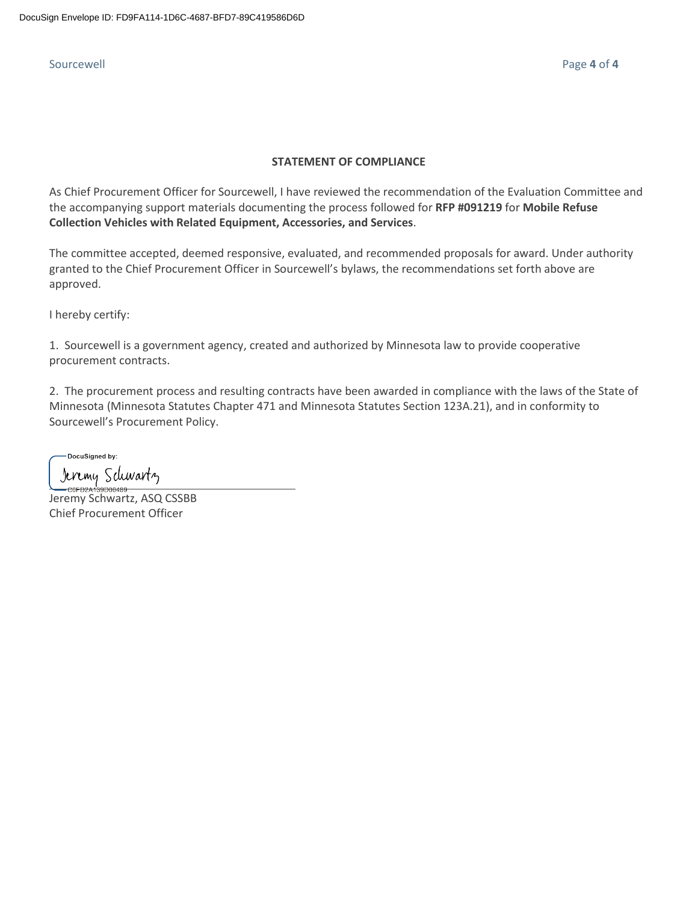## STATEMENT OF COMPLIANCE

As Chief Procurement Officer for Sourcewell, I have reviewed the recommendation of the Evaluation Committee and the accompanying support materials documenting the process followed for **RFP #091219** for **Mobile Refuse Collection Vehicles with Related Equipment, Accessories, and Services**.

The committee accepted, deemed responsive, evaluated, and recommended proposals for award. Under authority granted to the Chief Procurement Officer in Sourcewell's bylaws, the recommendations set forth above are approved.

I hereby certify:

1. Sourcewell is a government agency, created and authorized by Minnesota law to provide cooperative procurement contracts.

2. The procurement process and resulting contracts have been awarded in compliance with the laws of the State of Minnesota (Minnesota Statutes Chapter 471 and Minnesota Statutes Section 123A.21), and in conformity to Sourcewell's Procurement Policy.

DocuSigned by:

Jeremy Schwartz

C8FD2A139D06489

Jeremy Schwartz, ASQ CSSBB
Chief Procurement Officer